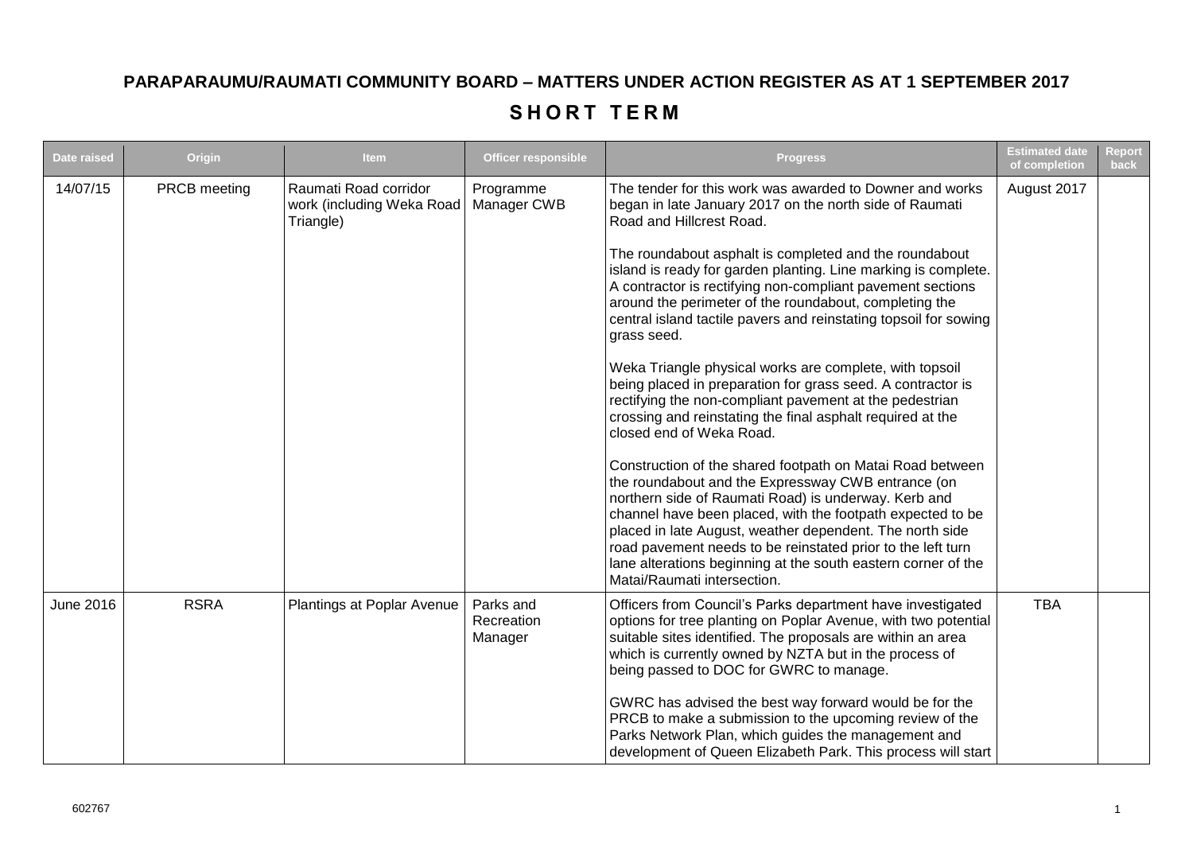# PARAPARAUMU/RAUMATI COMMUNITY BOARD – MATTERS UNDER ACTION REGISTER AS AT 1 SEPTEMBER 2017

## SHORT TERM

| Date raised | Origin | Item | Officer responsible | Progress | Estimated date of completion | Report back |
|---|---|---|---|---|---|---|
| 14/07/15 | PRCB meeting | Raumati Road corridor work (including Weka Road Triangle) | Programme Manager CWB | The tender for this work was awarded to Downer and works began in late January 2017 on the north side of Raumati Road and Hillcrest Road.<br><br>The roundabout asphalt is completed and the roundabout island is ready for garden planting. Line marking is complete. A contractor is rectifying non-compliant pavement sections around the perimeter of the roundabout, completing the central island tactile pavers and reinstating topsoil for sowing grass seed.<br><br>Weka Triangle physical works are complete, with topsoil being placed in preparation for grass seed. A contractor is rectifying the non-compliant pavement at the pedestrian crossing and reinstating the final asphalt required at the closed end of Weka Road.<br><br>Construction of the shared footpath on Matai Road between the roundabout and the Expressway CWB entrance (on northern side of Raumati Road) is underway. Kerb and channel have been placed, with the footpath expected to be placed in late August, weather dependent. The north side road pavement needs to be reinstated prior to the left turn lane alterations beginning at the south eastern corner of the Matai/Raumati intersection. | August 2017 | |
| June 2016 | RSRA | Plantings at Poplar Avenue | Parks and Recreation Manager | Officers from Council's Parks department have investigated options for tree planting on Poplar Avenue, with two potential suitable sites identified. The proposals are within an area which is currently owned by NZTA but in the process of being passed to DOC for GWRC to manage.<br><br>GWRC has advised the best way forward would be for the PRCB to make a submission to the upcoming review of the Parks Network Plan, which guides the management and development of Queen Elizabeth Park. This process will start | TBA | |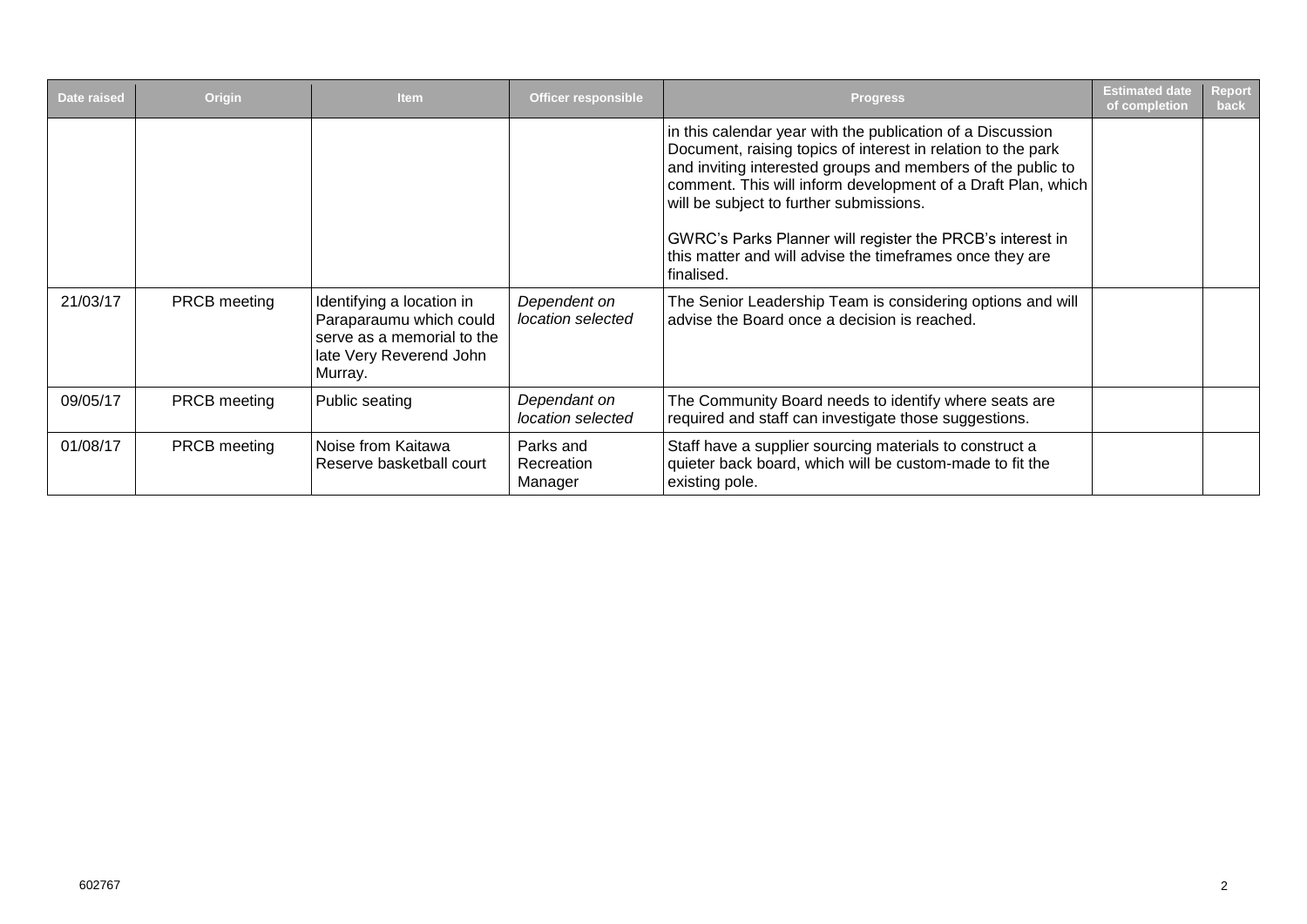| Date raised | Origin | Item | Officer responsible | Progress | Estimated date of completion | Report back |
|---|---|---|---|---|---|---|
| | | | | in this calendar year with the publication of a Discussion Document, raising topics of interest in relation to the park and inviting interested groups and members of the public to comment. This will inform development of a Draft Plan, which will be subject to further submissions.<br><br>GWRC's Parks Planner will register the PRCB's interest in this matter and will advise the timeframes once they are finalised. | | |
| 21/03/17 | PRCB meeting | Identifying a location in Paraparaumu which could serve as a memorial to the late Very Reverend John Murray. | *Dependent on location selected* | The Senior Leadership Team is considering options and will advise the Board once a decision is reached. | | |
| 09/05/17 | PRCB meeting | Public seating | *Dependant on location selected* | The Community Board needs to identify where seats are required and staff can investigate those suggestions. | | |
| 01/08/17 | PRCB meeting | Noise from Kaitawa Reserve basketball court | Parks and Recreation Manager | Staff have a supplier sourcing materials to construct a quieter back board, which will be custom-made to fit the existing pole. | | |

602767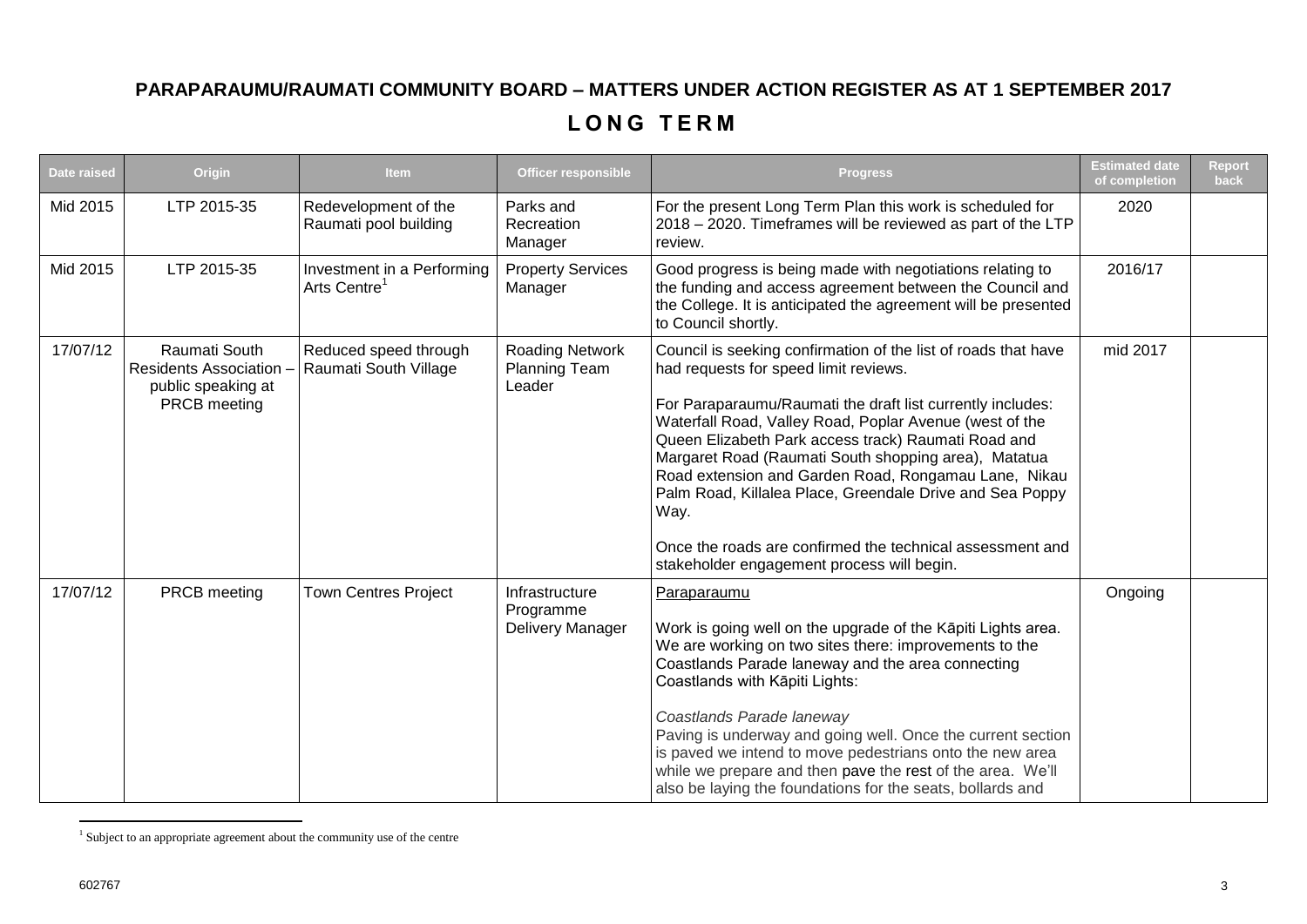# PARAPARAUMU/RAUMATI COMMUNITY BOARD – MATTERS UNDER ACTION REGISTER AS AT 1 SEPTEMBER 2017

## LONG TERM

| Date raised | Origin | Item | Officer responsible | Progress | Estimated date of completion | Report back |
|---|---|---|---|---|---|---|
| Mid 2015 | LTP 2015-35 | Redevelopment of the Raumati pool building | Parks and Recreation Manager | For the present Long Term Plan this work is scheduled for 2018 – 2020. Timeframes will be reviewed as part of the LTP review. | 2020 | |
| Mid 2015 | LTP 2015-35 | Investment in a Performing Arts Centre[1] | Property Services Manager | Good progress is being made with negotiations relating to the funding and access agreement between the Council and the College. It is anticipated the agreement will be presented to Council shortly. | 2016/17 | |
| 17/07/12 | Raumati South Residents Association – public speaking at PRCB meeting | Reduced speed through Raumati South Village | Roading Network Planning Team Leader | Council is seeking confirmation of the list of roads that have had requests for speed limit reviews.<br><br>For Paraparaumu/Raumati the draft list currently includes: Waterfall Road, Valley Road, Poplar Avenue (west of the Queen Elizabeth Park access track) Raumati Road and Margaret Road (Raumati South shopping area), Matatua Road extension and Garden Road, Rongamau Lane, Nikau Palm Road, Killalea Place, Greendale Drive and Sea Poppy Way.<br><br>Once the roads are confirmed the technical assessment and stakeholder engagement process will begin. | mid 2017 | |
| 17/07/12 | PRCB meeting | Town Centres Project | Infrastructure Programme Delivery Manager | <u>Paraparaumu</u><br><br>Work is going well on the upgrade of the Kāpiti Lights area. We are working on two sites there: improvements to the Coastlands Parade laneway and the area connecting Coastlands with Kāpiti Lights:<br><br>*Coastlands Parade laneway*<br>Paving is underway and going well. Once the current section is paved we intend to move pedestrians onto the new area while we prepare and then pave the rest of the area. We'll also be laying the foundations for the seats, bollards and | Ongoing | |

[1] Subject to an appropriate agreement about the community use of the centre

602767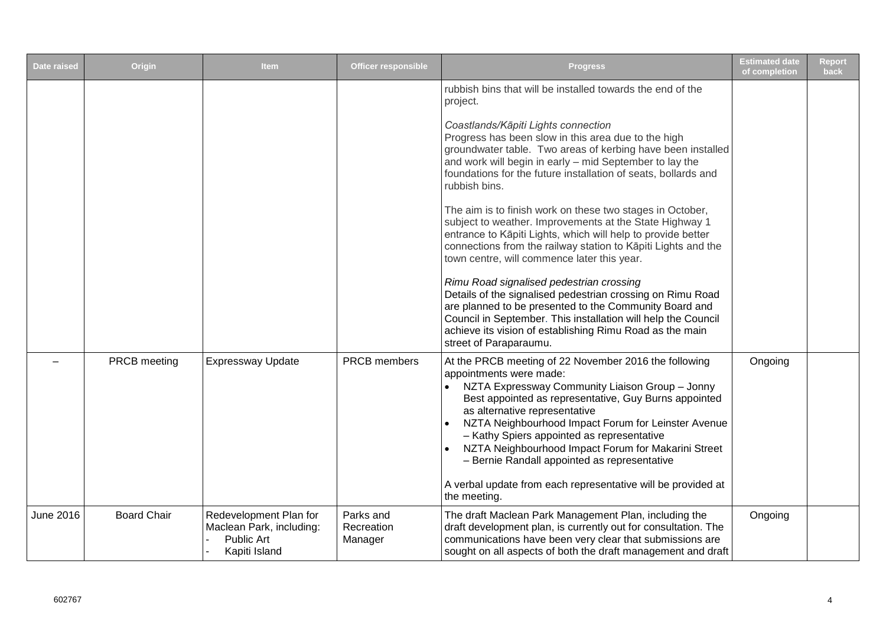| Date raised | Origin | Item | Officer responsible | Progress | Estimated date of completion | Report back |
|---|---|---|---|---|---|---|
| | | | | rubbish bins that will be installed towards the end of the project.<br><br>*Coastlands/Kāpiti Lights connection*<br>Progress has been slow in this area due to the high groundwater table. Two areas of kerbing have been installed and work will begin in early – mid September to lay the foundations for the future installation of seats, bollards and rubbish bins.<br><br>The aim is to finish work on these two stages in October, subject to weather. Improvements at the State Highway 1 entrance to Kāpiti Lights, which will help to provide better connections from the railway station to Kāpiti Lights and the town centre, will commence later this year.<br><br>*Rimu Road signalised pedestrian crossing*<br>Details of the signalised pedestrian crossing on Rimu Road are planned to be presented to the Community Board and Council in September. This installation will help the Council achieve its vision of establishing Rimu Road as the main street of Paraparaumu. | | |
| – | PRCB meeting | Expressway Update | PRCB members | At the PRCB meeting of 22 November 2016 the following appointments were made:<br>• NZTA Expressway Community Liaison Group – Jonny Best appointed as representative, Guy Burns appointed as alternative representative<br>• NZTA Neighbourhood Impact Forum for Leinster Avenue – Kathy Spiers appointed as representative<br>• NZTA Neighbourhood Impact Forum for Makarini Street – Bernie Randall appointed as representative<br><br>A verbal update from each representative will be provided at the meeting. | Ongoing | |
| June 2016 | Board Chair | Redevelopment Plan for Maclean Park, including:<br>- Public Art<br>- Kapiti Island | Parks and Recreation Manager | The draft Maclean Park Management Plan, including the draft development plan, is currently out for consultation. The communications have been very clear that submissions are sought on all aspects of both the draft management and draft | Ongoing | |

602767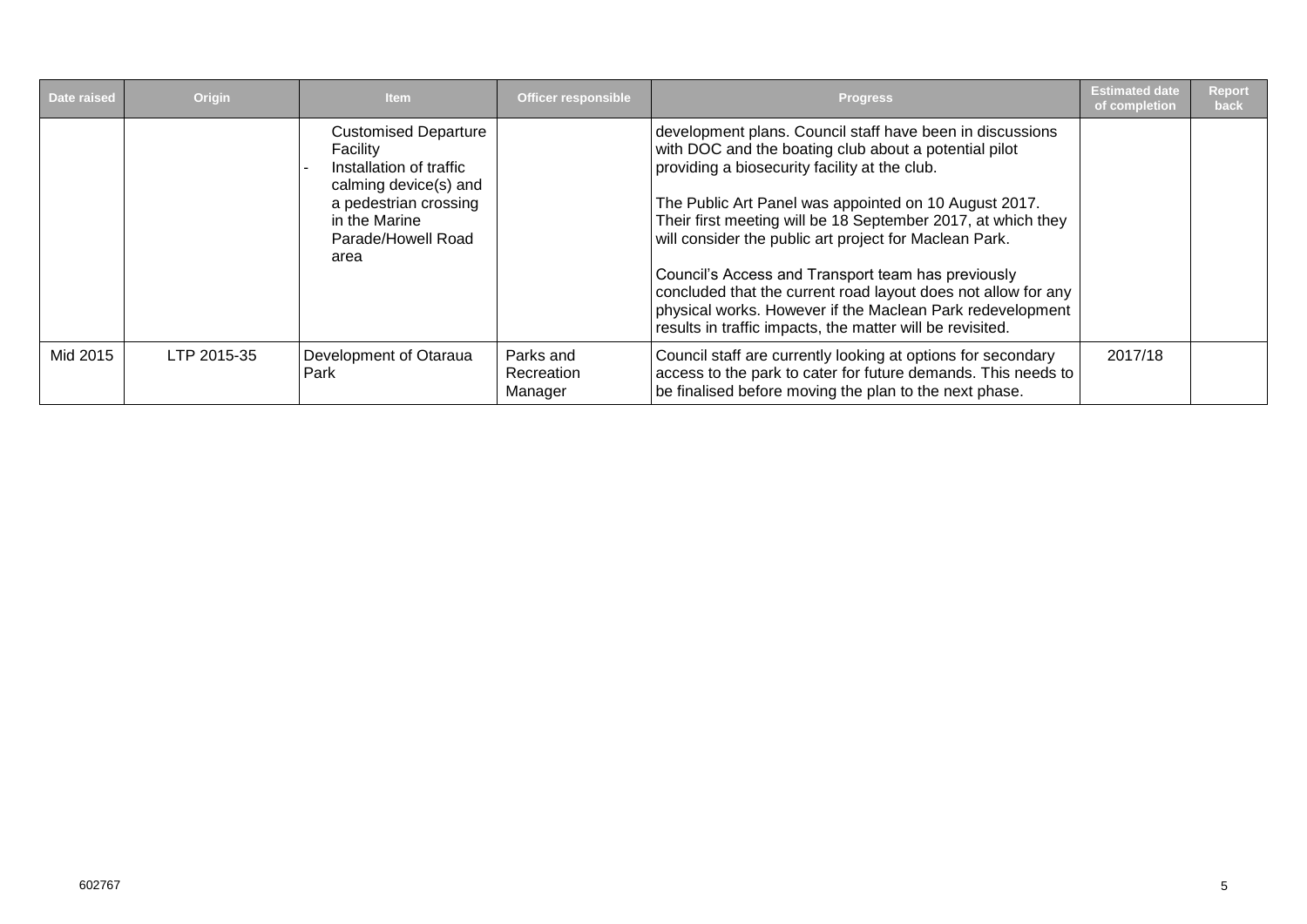| Date raised | Origin | Item | Officer responsible | Progress | Estimated date of completion | Report back |
|---|---|---|---|---|---|---|
| | | Customised Departure Facility<br>- Installation of traffic calming device(s) and a pedestrian crossing in the Marine Parade/Howell Road area | | development plans. Council staff have been in discussions with DOC and the boating club about a potential pilot providing a biosecurity facility at the club.<br><br>The Public Art Panel was appointed on 10 August 2017. Their first meeting will be 18 September 2017, at which they will consider the public art project for Maclean Park.<br><br>Council's Access and Transport team has previously concluded that the current road layout does not allow for any physical works. However if the Maclean Park redevelopment results in traffic impacts, the matter will be revisited. | | |
| Mid 2015 | LTP 2015-35 | Development of Otaraua Park | Parks and Recreation Manager | Council staff are currently looking at options for secondary access to the park to cater for future demands. This needs to be finalised before moving the plan to the next phase. | 2017/18 | |

602767